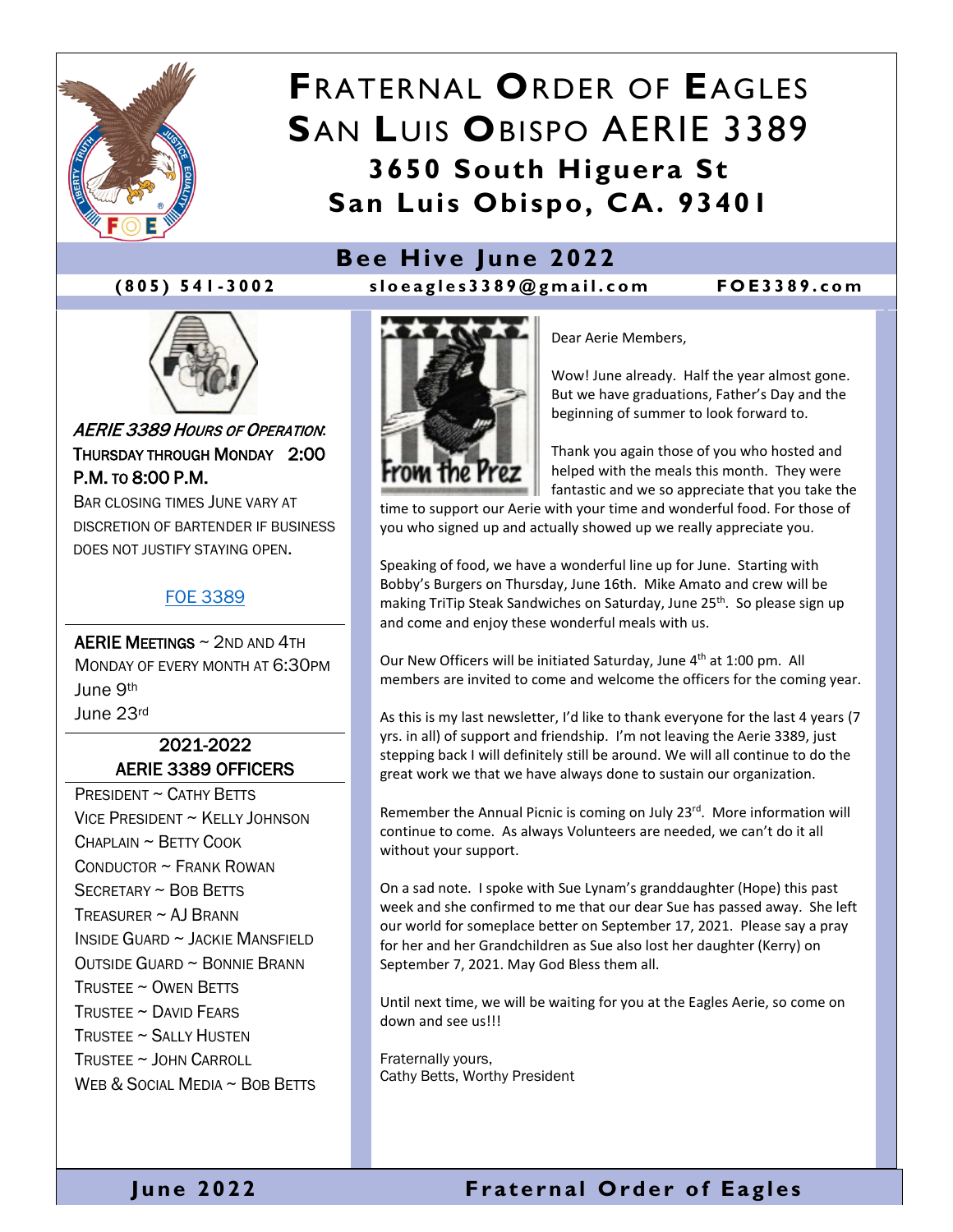# FRATERNAL ORDER OF EAGLES
# SAN LUIS OBISPO AERIE 3389
## 3650 South Higuera St
## San Luis Obispo, CA. 93401

## Bee Hive June 2022

**(805) 541-3002** **sloeagles3389@gmail.com** **FOE3389.com**

*AERIE 3389 HOURS OF OPERATION*:
THURSDAY THROUGH MONDAY 2:00 P.M. TO 8:00 P.M.
BAR CLOSING TIMES JUNE VARY AT DISCRETION OF BARTENDER IF BUSINESS DOES NOT JUSTIFY STAYING OPEN.

FOE 3389

AERIE MEETINGS ~ 2ND AND 4TH MONDAY OF EVERY MONTH AT 6:30PM
June 9th
June 23rd

### 2021-2022 AERIE 3389 OFFICERS

PRESIDENT ~ CATHY BETTS
VICE PRESIDENT ~ KELLY JOHNSON
CHAPLAIN ~ BETTY COOK
CONDUCTOR ~ FRANK ROWAN
SECRETARY ~ BOB BETTS
TREASURER ~ AJ BRANN
INSIDE GUARD ~ JACKIE MANSFIELD
OUTSIDE GUARD ~ BONNIE BRANN
TRUSTEE ~ OWEN BETTS
TRUSTEE ~ DAVID FEARS
TRUSTEE ~ SALLY HUSTEN
TRUSTEE ~ JOHN CARROLL
WEB & SOCIAL MEDIA ~ BOB BETTS

### From the Prez

Dear Aerie Members,

Wow! June already. Half the year almost gone. But we have graduations, Father's Day and the beginning of summer to look forward to.

Thank you again those of you who hosted and helped with the meals this month. They were fantastic and we so appreciate that you take the time to support our Aerie with your time and wonderful food. For those of you who signed up and actually showed up we really appreciate you.

Speaking of food, we have a wonderful line up for June. Starting with Bobby's Burgers on Thursday, June 16th. Mike Amato and crew will be making TriTip Steak Sandwiches on Saturday, June 25th. So please sign up and come and enjoy these wonderful meals with us.

Our New Officers will be initiated Saturday, June 4th at 1:00 pm. All members are invited to come and welcome the officers for the coming year.

As this is my last newsletter, I'd like to thank everyone for the last 4 years (7 yrs. in all) of support and friendship. I'm not leaving the Aerie 3389, just stepping back I will definitely still be around. We will all continue to do the great work we that we have always done to sustain our organization.

Remember the Annual Picnic is coming on July 23rd. More information will continue to come. As always Volunteers are needed, we can't do it all without your support.

On a sad note. I spoke with Sue Lynam's granddaughter (Hope) this past week and she confirmed to me that our dear Sue has passed away. She left our world for someplace better on September 17, 2021. Please say a pray for her and her Grandchildren as Sue also lost her daughter (Kerry) on September 7, 2021. May God Bless them all.

Until next time, we will be waiting for you at the Eagles Aerie, so come on down and see us!!!

Fraternally yours,
Cathy Betts, Worthy President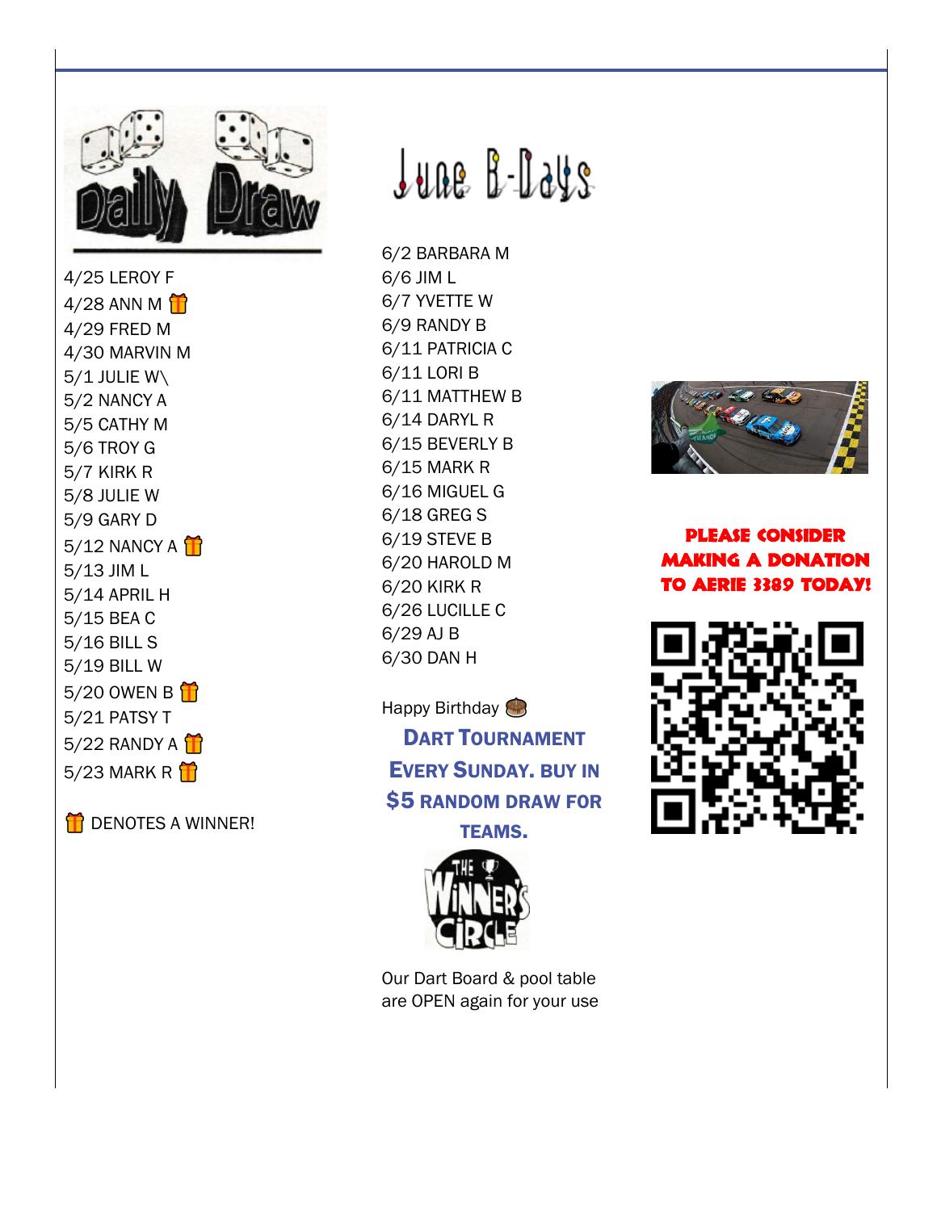## Daily Draw

4/25 LEROY F
4/28 ANN M 🎁
4/29 FRED M
4/30 MARVIN M
5/1 JULIE W\
5/2 NANCY A
5/5 CATHY M
5/6 TROY G
5/7 KIRK R
5/8 JULIE W
5/9 GARY D
5/12 NANCY A 🎁
5/13 JIM L
5/14 APRIL H
5/15 BEA C
5/16 BILL S
5/19 BILL W
5/20 OWEN B 🎁
5/21 PATSY T
5/22 RANDY A 🎁
5/23 MARK R 🎁

🎁 DENOTES A WINNER!

## June B-Days

6/2 BARBARA M
6/6 JIM L
6/7 YVETTE W
6/9 RANDY B
6/11 PATRICIA C
6/11 LORI B
6/11 MATTHEW B
6/14 DARYL R
6/15 BEVERLY B
6/15 MARK R
6/16 MIGUEL G
6/18 GREG S
6/19 STEVE B
6/20 HAROLD M
6/20 KIRK R
6/26 LUCILLE C
6/29 AJ B
6/30 DAN H

Happy Birthday 🎂

**DART TOURNAMENT EVERY SUNDAY. BUY IN $5 RANDOM DRAW FOR TEAMS.**

THE WINNER'S CIRCLE

Our Dart Board & pool table are OPEN again for your use

**PLEASE CONSIDER MAKING A DONATION TO AERIE 3389 TODAY!**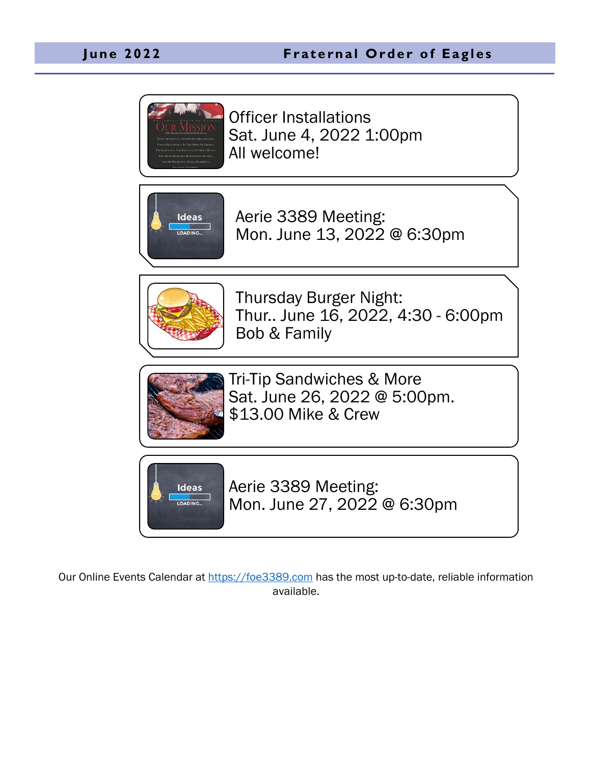Officer Installations
Sat. June 4, 2022 1:00pm
All welcome!

Aerie 3389 Meeting:
Mon. June 13, 2022 @ 6:30pm

Thursday Burger Night:
Thur.. June 16, 2022, 4:30 - 6:00pm
Bob & Family

Tri-Tip Sandwiches & More
Sat. June 26, 2022 @ 5:00pm.
$13.00 Mike & Crew

Aerie 3389 Meeting:
Mon. June 27, 2022 @ 6:30pm

Our Online Events Calendar at [https://foe3389.com](https://foe3389.com) has the most up-to-date, reliable information available.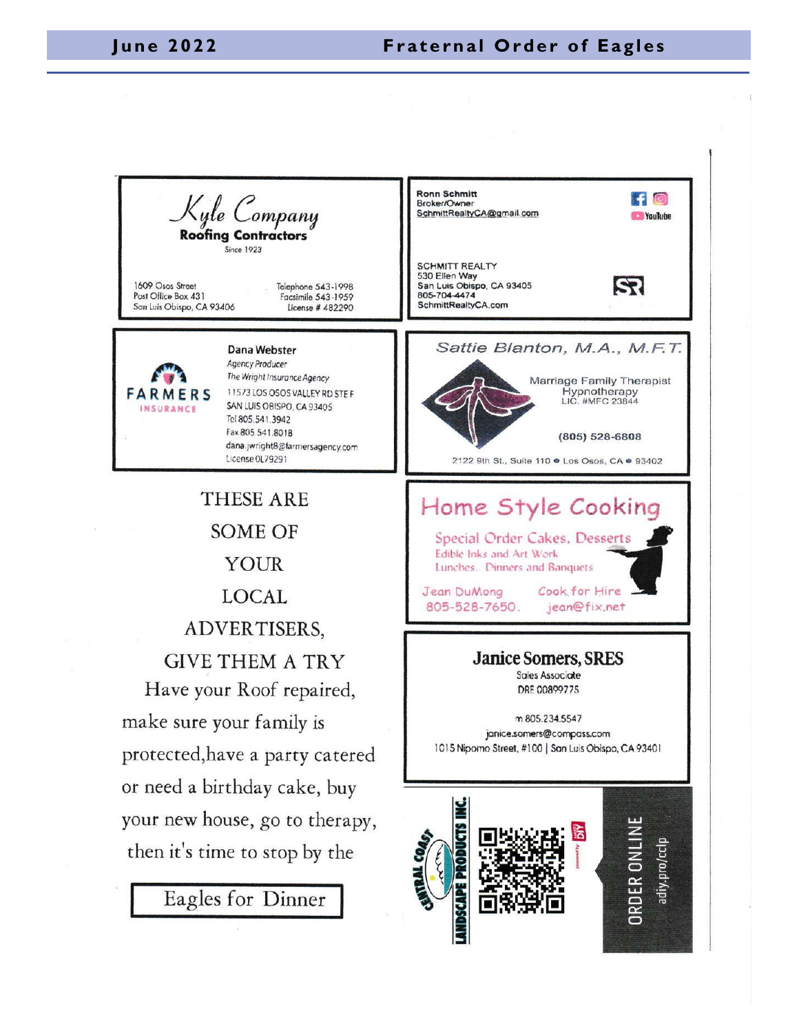**Kyle Company**
**Roofing Contractors**
Since 1923

1609 Osos Street
Post Office Box 431
San Luis Obispo, CA 93406

Telephone 543-1998
Facsimile 543-1959
License # 482290

---

**Ronn Schmitt**
Broker/Owner
SchmittRealtyCA@gmail.com

SCHMITT REALTY
530 Ellen Way
San Luis Obispo, CA 93405
805-704-4474
SchmittRealtyCA.com

---

FARMERS INSURANCE

**Dana Webster**
*Agency Producer*
*The Wright Insurance Agency*
11573 LOS OSOS VALLEY RD STE F
SAN LUIS OBISPO, CA 93405
Tel 805.541.3942
Fax 805.541.8018
dana.jwright8@farmersagency.com
License 0L79291

---

*Sattie Blanton, M.A., M.F.T.*

Marriage Family Therapist
Hypnotherapy
LIC. #MFC 23844

(805) 528-6808

2122 9th St., Suite 110 • Los Osos, CA • 93402

---

THESE ARE SOME OF YOUR LOCAL ADVERTISERS, GIVE THEM A TRY

Have your Roof repaired, make sure your family is protected,have a party catered or need a birthday cake, buy your new house, go to therapy, then it's time to stop by the

Eagles for Dinner

---

**Home Style Cooking**

Special Order Cakes, Desserts
Edible Inks and Art Work
Lunches, Dinners and Banquets

Jean DuMong
805-528-7650.

Cook for Hire
jean@fix.net

---

**Janice Somers, SRES**
Sales Associate
DRE 00899775

m 805.234.5547
janice.somers@compass.com
1015 Nipomo Street, #100 | San Luis Obispo, CA 93401

---

CENTRAL COAST LANDSCAPE PRODUCTS INC.

ORDER ONLINE
adiy.pro/cclp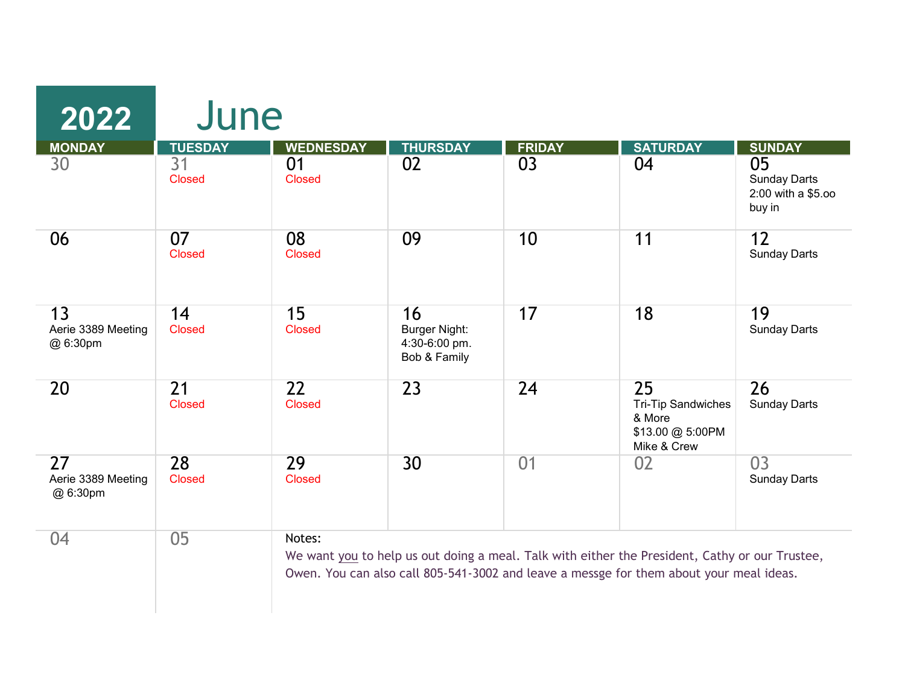# 2022 June

| MONDAY | TUESDAY | WEDNESDAY | THURSDAY | FRIDAY | SATURDAY | SUNDAY |
|---|---|---|---|---|---|---|
| 30 | 31 Closed | 01 Closed | 02 | 03 | 04 | 05 Sunday Darts 2:00 with a $5.oo buy in |
| 06 | 07 Closed | 08 Closed | 09 | 10 | 11 | 12 Sunday Darts |
| 13 Aerie 3389 Meeting @ 6:30pm | 14 Closed | 15 Closed | 16 Burger Night: 4:30-6:00 pm. Bob & Family | 17 | 18 | 19 Sunday Darts |
| 20 | 21 Closed | 22 Closed | 23 | 24 | 25 Tri-Tip Sandwiches & More $13.00 @ 5:00PM Mike & Crew | 26 Sunday Darts |
| 27 Aerie 3389 Meeting @ 6:30pm | 28 Closed | 29 Closed | 30 | 01 | 02 | 03 Sunday Darts |
| 04 | 05 | | | | | |

Notes:

We want you to help us out doing a meal. Talk with either the President, Cathy or our Trustee, Owen. You can also call 805-541-3002 and leave a messge for them about your meal ideas.